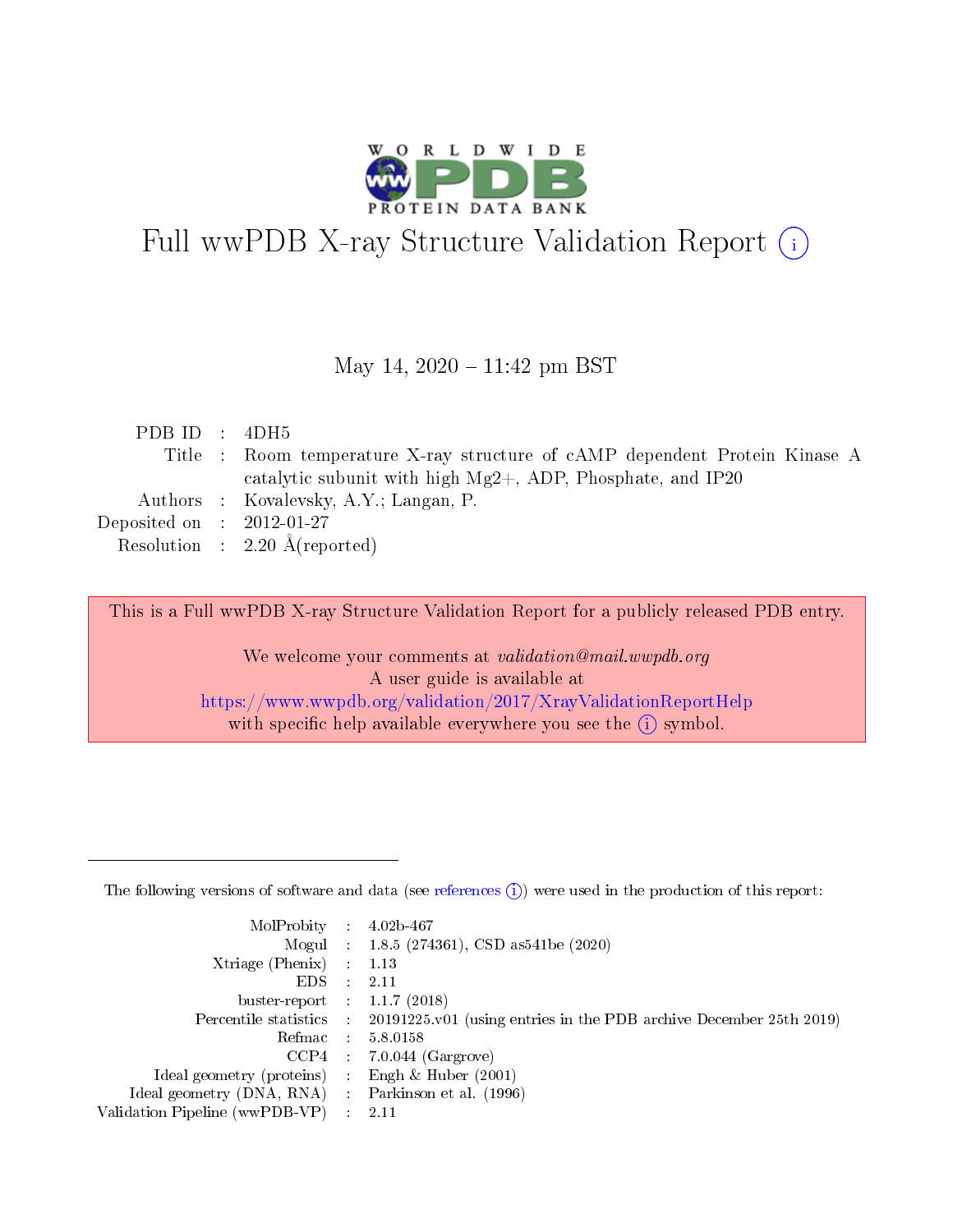# Full wwPDB X-ray Structure Validation Report (i)

May 14, 2020 – 11:42 pm BST

| | | |
|---|---|---|
| PDB ID | : | 4DH5 |
| Title | : | Room temperature X-ray structure of cAMP dependent Protein Kinase A catalytic subunit with high Mg2+, ADP, Phosphate, and IP20 |
| Authors | : | Kovalevsky, A.Y.; Langan, P. |
| Deposited on | : | 2012-01-27 |
| Resolution | : | 2.20 Å(reported) |

This is a Full wwPDB X-ray Structure Validation Report for a publicly released PDB entry.

We welcome your comments at *validation@mail.wwpdb.org*
A user guide is available at
https://www.wwpdb.org/validation/2017/XrayValidationReportHelp
with specific help available everywhere you see the (i) symbol.

The following versions of software and data (see references (i)) were used in the production of this report:

| | | |
|---|---|---|
| MolProbity | : | 4.02b-467 |
| Mogul | : | 1.8.5 (274361), CSD as541be (2020) |
| Xtriage (Phenix) | : | 1.13 |
| EDS | : | 2.11 |
| buster-report | : | 1.1.7 (2018) |
| Percentile statistics | : | 20191225.v01 (using entries in the PDB archive December 25th 2019) |
| Refmac | : | 5.8.0158 |
| CCP4 | : | 7.0.044 (Gargrove) |
| Ideal geometry (proteins) | : | Engh & Huber (2001) |
| Ideal geometry (DNA, RNA) | : | Parkinson et al. (1996) |
| Validation Pipeline (wwPDB-VP) | : | 2.11 |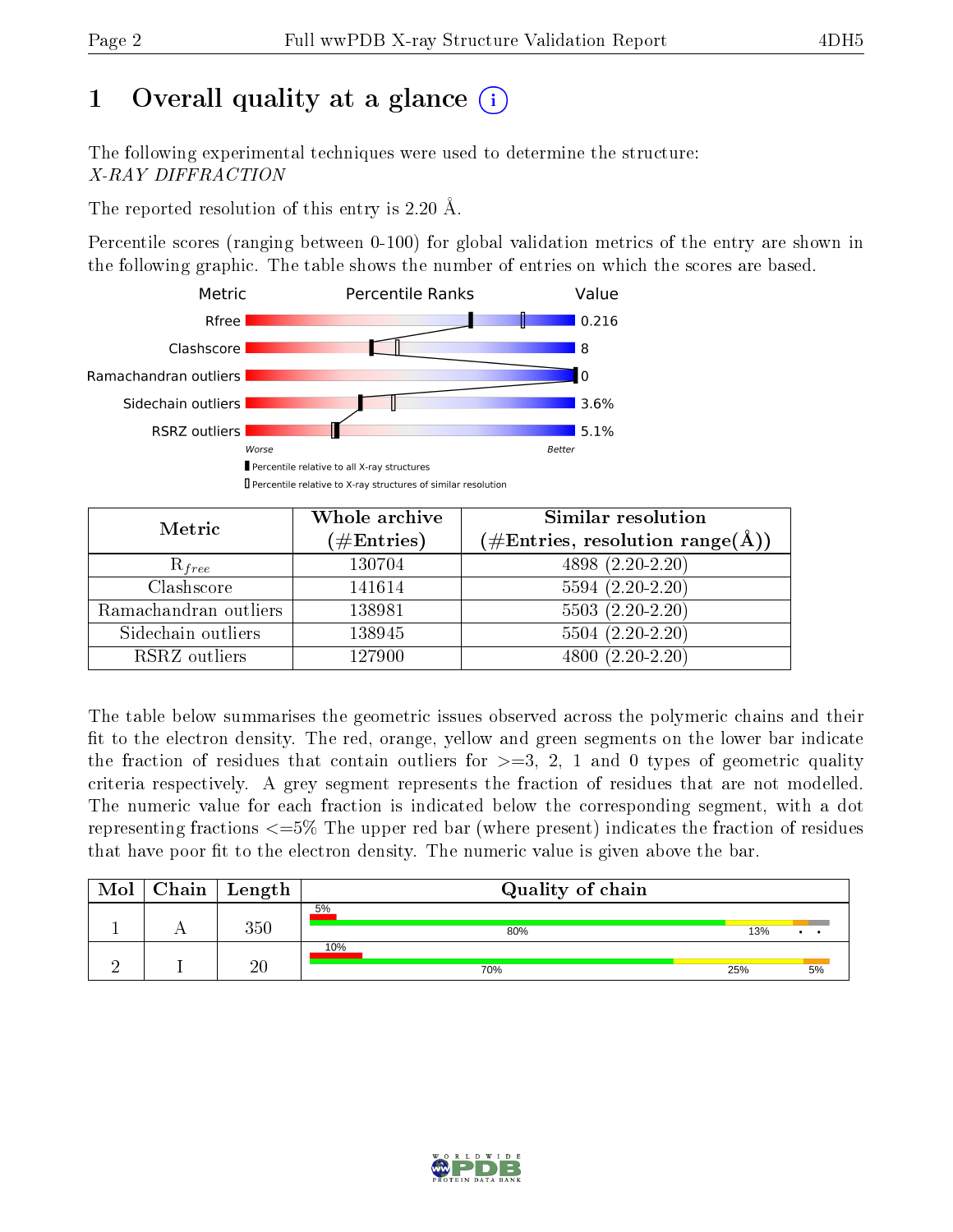# 1 Overall quality at a glance (i)

The following experimental techniques were used to determine the structure:
*X-RAY DIFFRACTION*

The reported resolution of this entry is 2.20 Å.

Percentile scores (ranging between 0-100) for global validation metrics of the entry are shown in the following graphic. The table shows the number of entries on which the scores are based.

| Metric | Value |
|---|---|
| Rfree | 0.216 |
| Clashscore | 8 |
| Ramachandran outliers | 0 |
| Sidechain outliers | 3.6% |
| RSRZ outliers | 5.1% |

Worse — Better

▮ Percentile relative to all X-ray structures
▯ Percentile relative to X-ray structures of similar resolution

| Metric | Whole archive (#Entries) | Similar resolution (#Entries, resolution range(Å)) |
|---|---|---|
| $R_{free}$ | 130704 | 4898 (2.20-2.20) |
| Clashscore | 141614 | 5594 (2.20-2.20) |
| Ramachandran outliers | 138981 | 5503 (2.20-2.20) |
| Sidechain outliers | 138945 | 5504 (2.20-2.20) |
| RSRZ outliers | 127900 | 4800 (2.20-2.20) |

The table below summarises the geometric issues observed across the polymeric chains and their fit to the electron density. The red, orange, yellow and green segments on the lower bar indicate the fraction of residues that contain outliers for >=3, 2, 1 and 0 types of geometric quality criteria respectively. A grey segment represents the fraction of residues that are not modelled. The numeric value for each fraction is indicated below the corresponding segment, with a dot representing fractions <=5% The upper red bar (where present) indicates the fraction of residues that have poor fit to the electron density. The numeric value is given above the bar.

| Mol | Chain | Length | Quality of chain |
|---|---|---|---|
| 1 | A | 350 | 5% (poor fit); 80%, 13%, •, • |
| 2 | I | 20 | 10% (poor fit); 70%, 25%, 5% |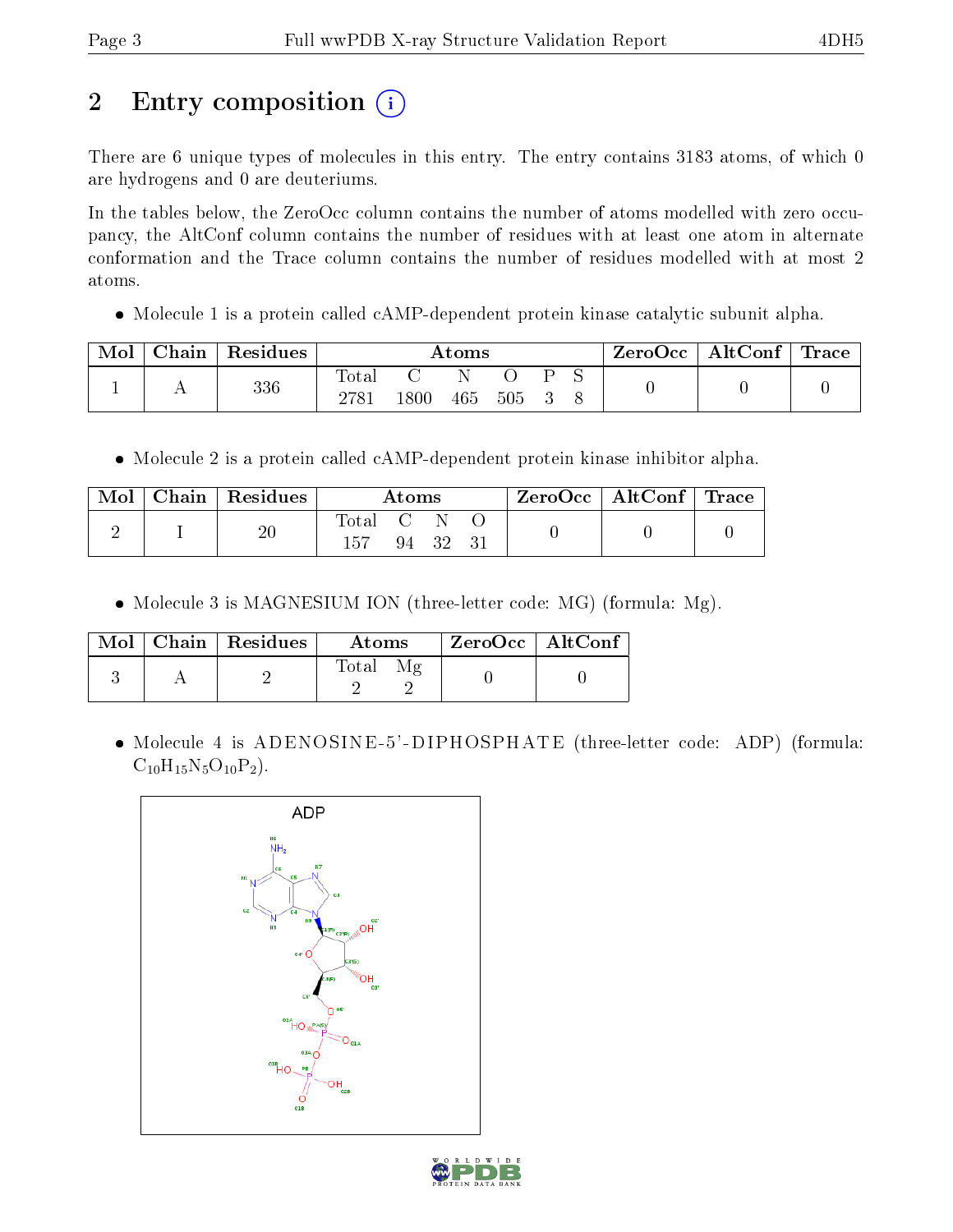# 2 Entry composition

There are 6 unique types of molecules in this entry. The entry contains 3183 atoms, of which 0 are hydrogens and 0 are deuteriums.

In the tables below, the ZeroOcc column contains the number of atoms modelled with zero occupancy, the AltConf column contains the number of residues with at least one atom in alternate conformation and the Trace column contains the number of residues modelled with at most 2 atoms.

- Molecule 1 is a protein called cAMP-dependent protein kinase catalytic subunit alpha.

| Mol | Chain | Residues | Atoms | | | | | | ZeroOcc | AltConf | Trace |
|---|---|---|---|---|---|---|---|---|---|---|---|
| 1 | A | 336 | Total<br>2781 | C<br>1800 | N<br>465 | O<br>505 | P<br>3 | S<br>8 | 0 | 0 | 0 |

- Molecule 2 is a protein called cAMP-dependent protein kinase inhibitor alpha.

| Mol | Chain | Residues | Atoms | | | | ZeroOcc | AltConf | Trace |
|---|---|---|---|---|---|---|---|---|---|
| 2 | I | 20 | Total<br>157 | C<br>94 | N<br>32 | O<br>31 | 0 | 0 | 0 |

- Molecule 3 is MAGNESIUM ION (three-letter code: MG) (formula: Mg).

| Mol | Chain | Residues | Atoms | | ZeroOcc | AltConf |
|---|---|---|---|---|---|---|
| 3 | A | 2 | Total<br>2 | Mg<br>2 | 0 | 0 |

- Molecule 4 is ADENOSINE-5'-DIPHOSPHATE (three-letter code: ADP) (formula: $C_{10}H_{15}N_5O_{10}P_2$).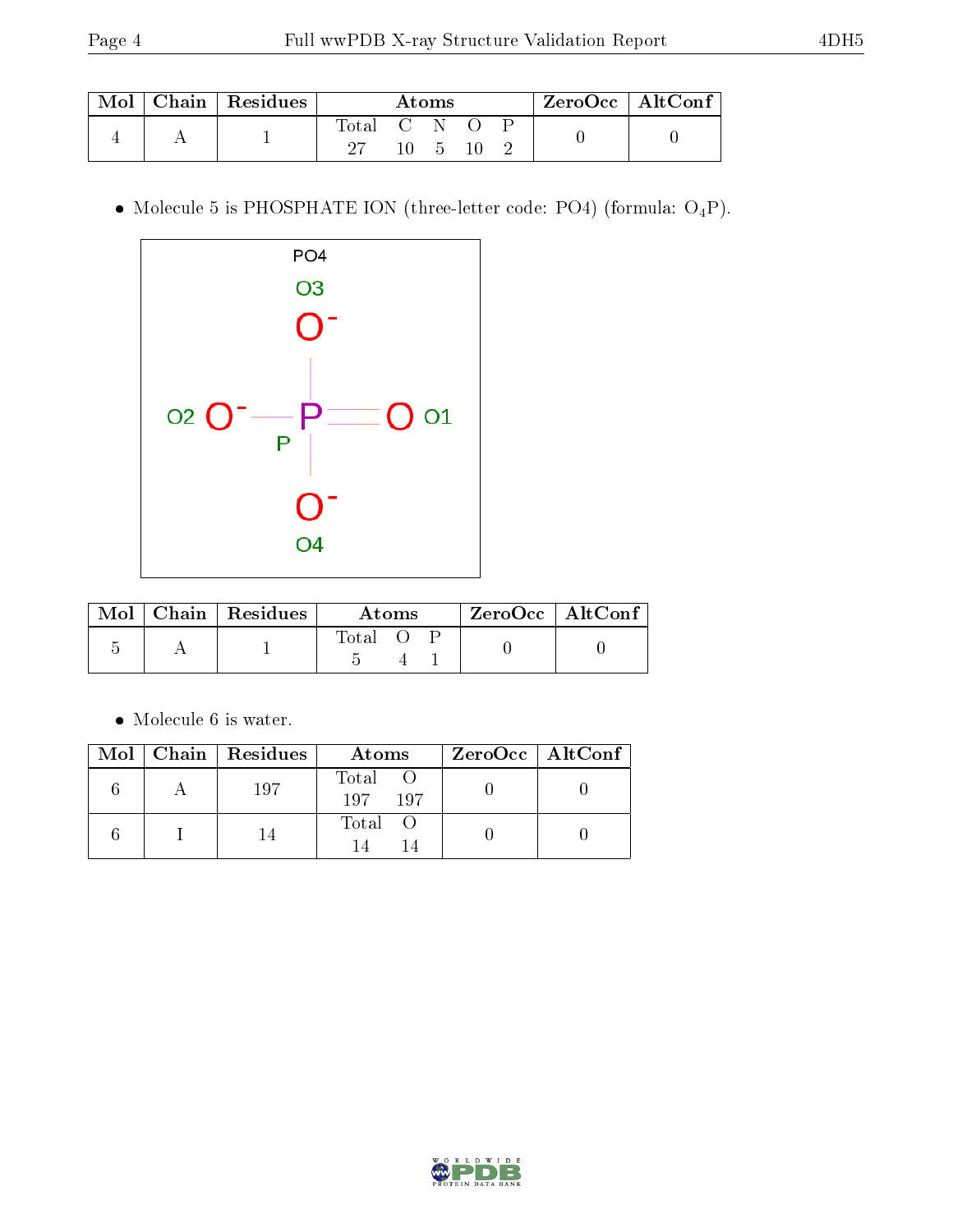| Mol | Chain | Residues | Atoms | | | | | ZeroOcc | AltConf |
|---|---|---|---|---|---|---|---|---|---|
| | | | Total | C | N | O | P | | |
| 4 | A | 1 | 27 | 10 | 5 | 10 | 2 | 0 | 0 |

- Molecule 5 is PHOSPHATE ION (three-letter code: PO4) (formula: $O_4P$).

| Mol | Chain | Residues | Atoms | | | ZeroOcc | AltConf |
|---|---|---|---|---|---|---|---|
| | | | Total | O | P | | |
| 5 | A | 1 | 5 | 4 | 1 | 0 | 0 |

- Molecule 6 is water.

| Mol | Chain | Residues | Atoms | | ZeroOcc | AltConf |
|---|---|---|---|---|---|---|
| | | | Total | O | | |
| 6 | A | 197 | 197 | 197 | 0 | 0 |
| 6 | I | 14 | 14 | 14 | 0 | 0 |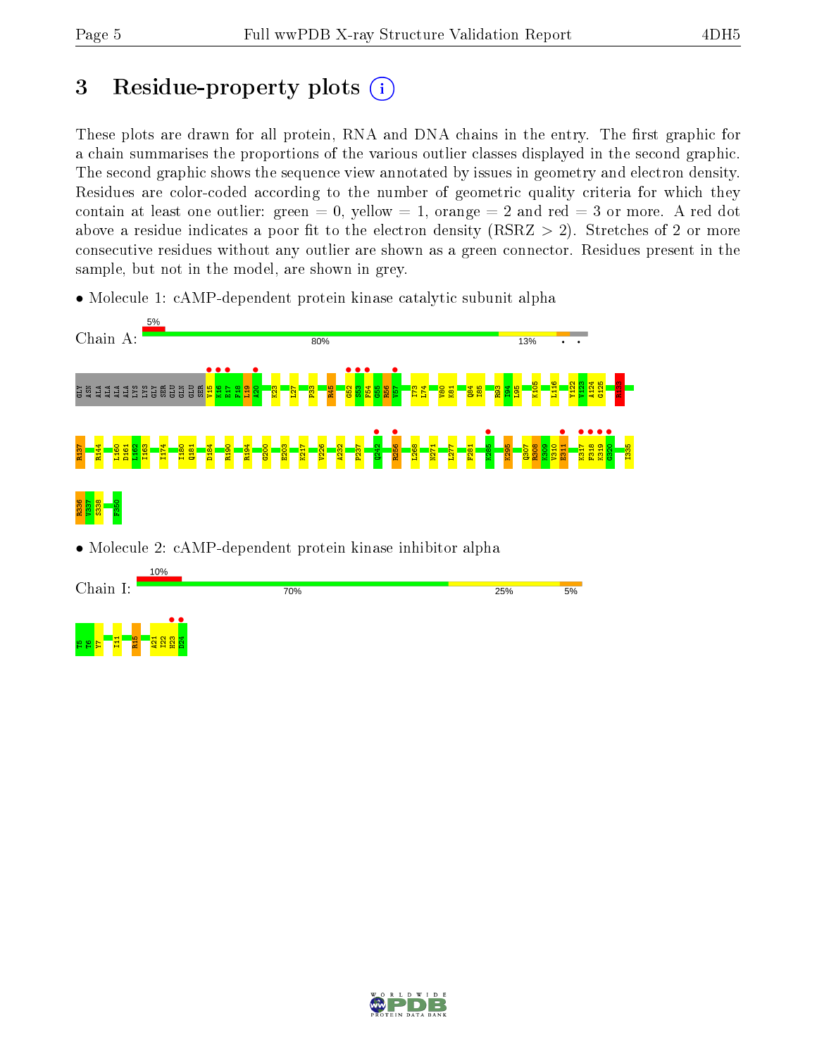# 3 Residue-property plots

These plots are drawn for all protein, RNA and DNA chains in the entry. The first graphic for a chain summarises the proportions of the various outlier classes displayed in the second graphic. The second graphic shows the sequence view annotated by issues in geometry and electron density. Residues are color-coded according to the number of geometric quality criteria for which they contain at least one outlier: green = 0, yellow = 1, orange = 2 and red = 3 or more. A red dot above a residue indicates a poor fit to the electron density (RSRZ > 2). Stretches of 2 or more consecutive residues without any outlier are shown as a green connector. Residues present in the sample, but not in the model, are shown in grey.

- Molecule 1: cAMP-dependent protein kinase catalytic subunit alpha

Chain A: 5% | 80% | 13% | • | •

GLY ASN ALA ALA ALA LYS LYS GLY SER GLU GLN GLU SER V15 K16 E17 F18 L19 A20 K23 L27 P33 R45 G52 S53 F54 G55 R56 V57 I73 L74 V80 K81 Q84 I85 R93 I94 L95 K105 L116 Y122 V123 A124 G125 R133 R137 R144 I160 D161 L162 I163 I174 I180 Q181 D184 R190 R194 G200 E203 K217 V226 A232 P237 Q242 R256 L268 N271 L277 F281 K285 K295 Q307 R308 K309 V310 E311 K317 F318 K319 G320 I335 R336 V337 S338 F350

- Molecule 2: cAMP-dependent protein kinase inhibitor alpha

Chain I: 10% | 70% | 25% | 5%

T5 T6 Y7 I11 R15 A21 I22 H23 D24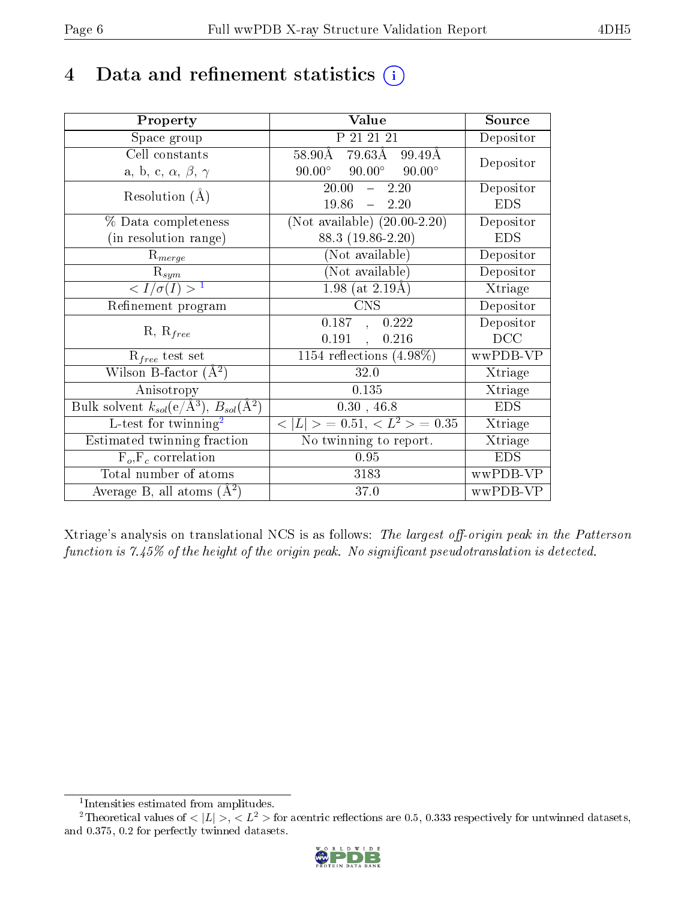# 4 Data and refinement statistics (i)

| Property | Value | Source |
|---|---|---|
| Space group | P 21 21 21 | Depositor |
| Cell constants<br>a, b, c, $\alpha$, $\beta$, $\gamma$ | 58.90Å 79.63Å 99.49Å<br>90.00° 90.00° 90.00° | Depositor |
| Resolution (Å) | 20.00 – 2.20<br>19.86 – 2.20 | Depositor<br>EDS |
| % Data completeness<br>(in resolution range) | (Not available) (20.00-2.20)<br>88.3 (19.86-2.20) | Depositor<br>EDS |
| $R_{merge}$ | (Not available) | Depositor |
| $R_{sym}$ | (Not available) | Depositor |
| $< I/\sigma(I) >$ [1] | 1.98 (at 2.19Å) | Xtriage |
| Refinement program | CNS | Depositor |
| R, $R_{free}$ | 0.187 , 0.222<br>0.191 , 0.216 | Depositor<br>DCC |
| $R_{free}$ test set | 1154 reflections (4.98%) | wwPDB-VP |
| Wilson B-factor (Å$^2$) | 32.0 | Xtriage |
| Anisotropy | 0.135 | Xtriage |
| Bulk solvent $k_{sol}$(e/Å$^3$), $B_{sol}$(Å$^2$) | 0.30 , 46.8 | EDS |
| L-test for twinning[2] | $< \|L\| >$ = 0.51, $< L^2 >$ = 0.35 | Xtriage |
| Estimated twinning fraction | No twinning to report. | Xtriage |
| $F_o$,$F_c$ correlation | 0.95 | EDS |
| Total number of atoms | 3183 | wwPDB-VP |
| Average B, all atoms (Å$^2$) | 37.0 | wwPDB-VP |

Xtriage's analysis on translational NCS is as follows: *The largest off-origin peak in the Patterson function is 7.45% of the height of the origin peak. No significant pseudotranslation is detected.*

[1] Intensities estimated from amplitudes.

[2] Theoretical values of $< |L| >$, $< L^2 >$ for acentric reflections are 0.5, 0.333 respectively for untwinned datasets, and 0.375, 0.2 for perfectly twinned datasets.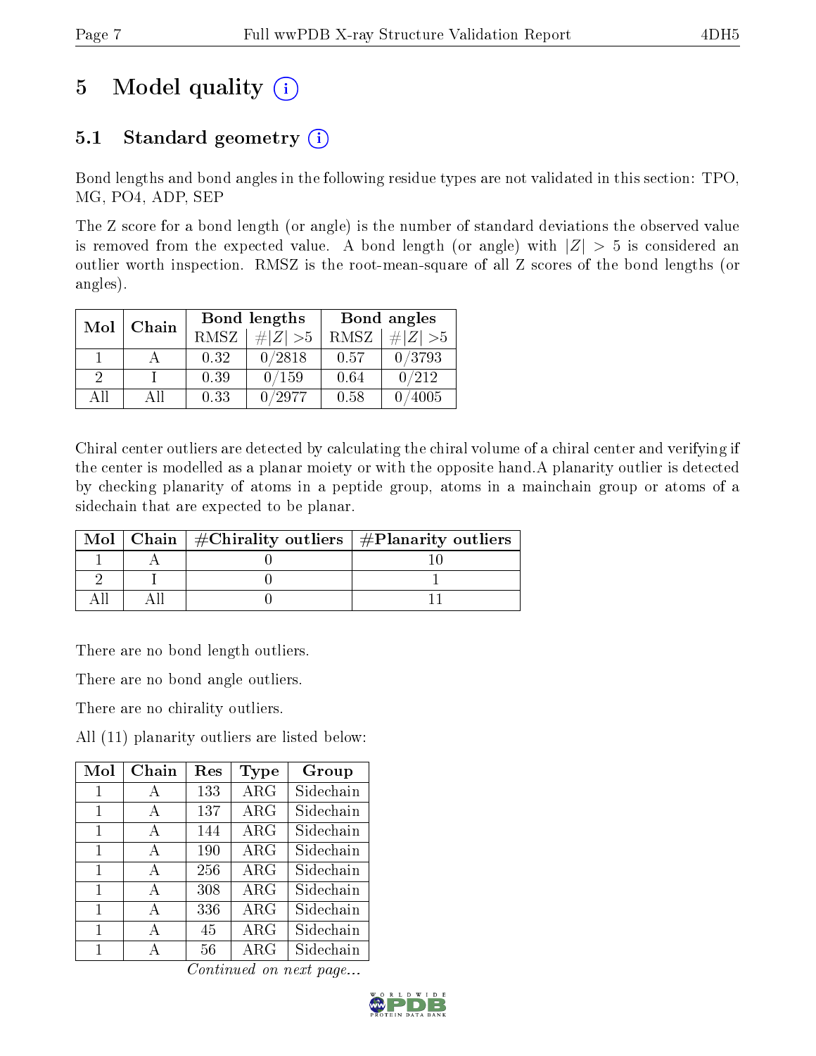# 5 Model quality (i)

## 5.1 Standard geometry (i)

Bond lengths and bond angles in the following residue types are not validated in this section: TPO, MG, PO4, ADP, SEP

The Z score for a bond length (or angle) is the number of standard deviations the observed value is removed from the expected value. A bond length (or angle) with $|Z| > 5$ is considered an outlier worth inspection. RMSZ is the root-mean-square of all Z scores of the bond lengths (or angles).

| Mol | Chain | Bond lengths | | Bond angles | |
|---|---|---|---|---|---|
| | | RMSZ | #\|Z\| >5 | RMSZ | #\|Z\| >5 |
| 1 | A | 0.32 | 0/2818 | 0.57 | 0/3793 |
| 2 | I | 0.39 | 0/159 | 0.64 | 0/212 |
| All | All | 0.33 | 0/2977 | 0.58 | 0/4005 |

Chiral center outliers are detected by calculating the chiral volume of a chiral center and verifying if the center is modelled as a planar moiety or with the opposite hand.A planarity outlier is detected by checking planarity of atoms in a peptide group, atoms in a mainchain group or atoms of a sidechain that are expected to be planar.

| Mol | Chain | #Chirality outliers | #Planarity outliers |
|---|---|---|---|
| 1 | A | 0 | 10 |
| 2 | I | 0 | 1 |
| All | All | 0 | 11 |

There are no bond length outliers.

There are no bond angle outliers.

There are no chirality outliers.

All (11) planarity outliers are listed below:

| Mol | Chain | Res | Type | Group |
|---|---|---|---|---|
| 1 | A | 133 | ARG | Sidechain |
| 1 | A | 137 | ARG | Sidechain |
| 1 | A | 144 | ARG | Sidechain |
| 1 | A | 190 | ARG | Sidechain |
| 1 | A | 256 | ARG | Sidechain |
| 1 | A | 308 | ARG | Sidechain |
| 1 | A | 336 | ARG | Sidechain |
| 1 | A | 45 | ARG | Sidechain |
| 1 | A | 56 | ARG | Sidechain |

*Continued on next page...*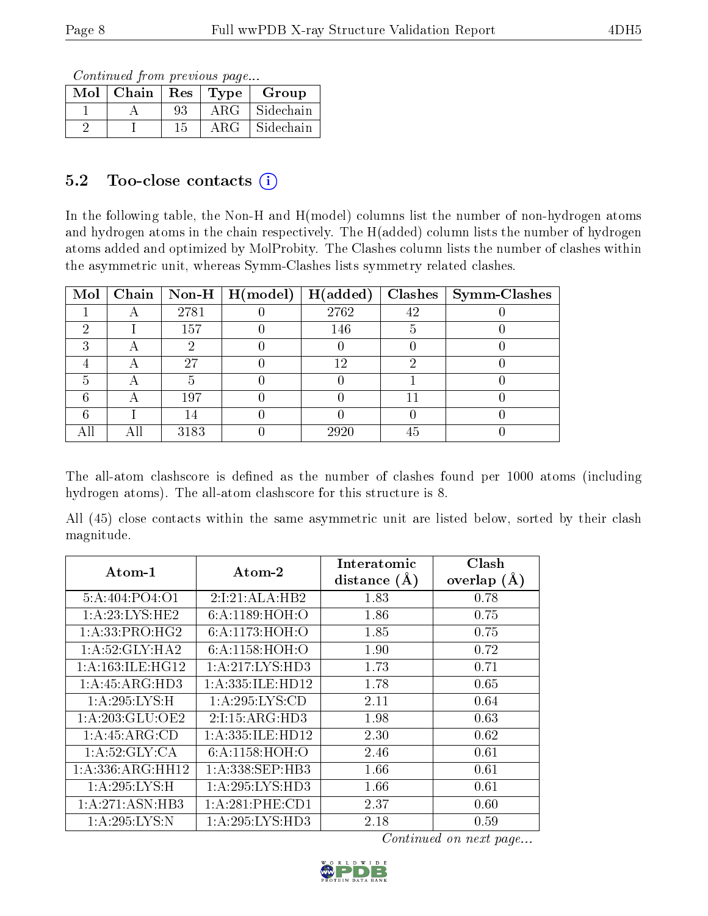*Continued from previous page...*

| Mol | Chain | Res | Type | Group |
|---|---|---|---|---|
| 1 | A | 93 | ARG | Sidechain |
| 2 | I | 15 | ARG | Sidechain |

### 5.2 Too-close contacts (i)

In the following table, the Non-H and H(model) columns list the number of non-hydrogen atoms and hydrogen atoms in the chain respectively. The H(added) column lists the number of hydrogen atoms added and optimized by MolProbity. The Clashes column lists the number of clashes within the asymmetric unit, whereas Symm-Clashes lists symmetry related clashes.

| Mol | Chain | Non-H | H(model) | H(added) | Clashes | Symm-Clashes |
|---|---|---|---|---|---|---|
| 1 | A | 2781 | 0 | 2762 | 42 | 0 |
| 2 | I | 157 | 0 | 146 | 5 | 0 |
| 3 | A | 2 | 0 | 0 | 0 | 0 |
| 4 | A | 27 | 0 | 12 | 2 | 0 |
| 5 | A | 5 | 0 | 0 | 1 | 0 |
| 6 | A | 197 | 0 | 0 | 11 | 0 |
| 6 | I | 14 | 0 | 0 | 0 | 0 |
| All | All | 3183 | 0 | 2920 | 45 | 0 |

The all-atom clashscore is defined as the number of clashes found per 1000 atoms (including hydrogen atoms). The all-atom clashscore for this structure is 8.

All (45) close contacts within the same asymmetric unit are listed below, sorted by their clash magnitude.

| Atom-1 | Atom-2 | Interatomic distance (Å) | Clash overlap (Å) |
|---|---|---|---|
| 5:A:404:PO4:O1 | 2:I:21:ALA:HB2 | 1.83 | 0.78 |
| 1:A:23:LYS:HE2 | 6:A:1189:HOH:O | 1.86 | 0.75 |
| 1:A:33:PRO:HG2 | 6:A:1173:HOH:O | 1.85 | 0.75 |
| 1:A:52:GLY:HA2 | 6:A:1158:HOH:O | 1.90 | 0.72 |
| 1:A:163:ILE:HG12 | 1:A:217:LYS:HD3 | 1.73 | 0.71 |
| 1:A:45:ARG:HD3 | 1:A:335:ILE:HD12 | 1.78 | 0.65 |
| 1:A:295:LYS:H | 1:A:295:LYS:CD | 2.11 | 0.64 |
| 1:A:203:GLU:OE2 | 2:I:15:ARG:HD3 | 1.98 | 0.63 |
| 1:A:45:ARG:CD | 1:A:335:ILE:HD12 | 2.30 | 0.62 |
| 1:A:52:GLY:CA | 6:A:1158:HOH:O | 2.46 | 0.61 |
| 1:A:336:ARG:HH12 | 1:A:338:SEP:HB3 | 1.66 | 0.61 |
| 1:A:295:LYS:H | 1:A:295:LYS:HD3 | 1.66 | 0.61 |
| 1:A:271:ASN:HB3 | 1:A:281:PHE:CD1 | 2.37 | 0.60 |
| 1:A:295:LYS:N | 1:A:295:LYS:HD3 | 2.18 | 0.59 |

*Continued on next page...*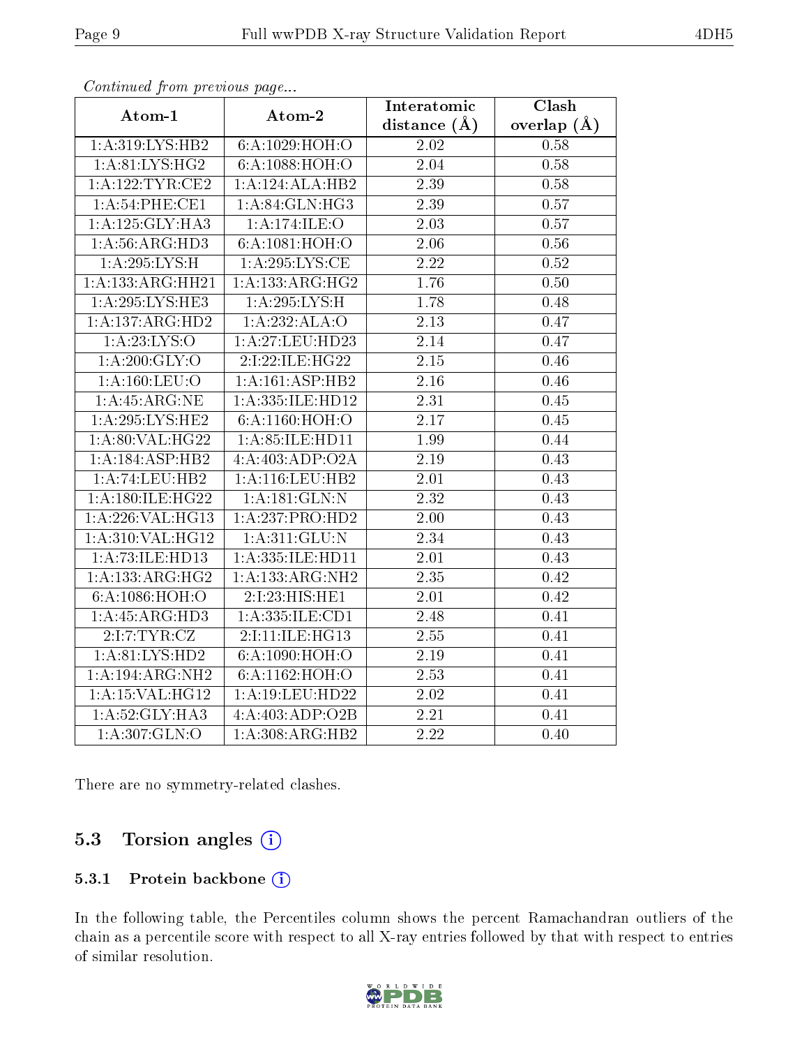*Continued from previous page...*

| Atom-1 | Atom-2 | Interatomic distance (Å) | Clash overlap (Å) |
|---|---|---|---|
| 1:A:319:LYS:HB2 | 6:A:1029:HOH:O | 2.02 | 0.58 |
| 1:A:81:LYS:HG2 | 6:A:1088:HOH:O | 2.04 | 0.58 |
| 1:A:122:TYR:CE2 | 1:A:124:ALA:HB2 | 2.39 | 0.58 |
| 1:A:54:PHE:CE1 | 1:A:84:GLN:HG3 | 2.39 | 0.57 |
| 1:A:125:GLY:HA3 | 1:A:174:ILE:O | 2.03 | 0.57 |
| 1:A:56:ARG:HD3 | 6:A:1081:HOH:O | 2.06 | 0.56 |
| 1:A:295:LYS:H | 1:A:295:LYS:CE | 2.22 | 0.52 |
| 1:A:133:ARG:HH21 | 1:A:133:ARG:HG2 | 1.76 | 0.50 |
| 1:A:295:LYS:HE3 | 1:A:295:LYS:H | 1.78 | 0.48 |
| 1:A:137:ARG:HD2 | 1:A:232:ALA:O | 2.13 | 0.47 |
| 1:A:23:LYS:O | 1:A:27:LEU:HD23 | 2.14 | 0.47 |
| 1:A:200:GLY:O | 2:I:22:ILE:HG22 | 2.15 | 0.46 |
| 1:A:160:LEU:O | 1:A:161:ASP:HB2 | 2.16 | 0.46 |
| 1:A:45:ARG:NE | 1:A:335:ILE:HD12 | 2.31 | 0.45 |
| 1:A:295:LYS:HE2 | 6:A:1160:HOH:O | 2.17 | 0.45 |
| 1:A:80:VAL:HG22 | 1:A:85:ILE:HD11 | 1.99 | 0.44 |
| 1:A:184:ASP:HB2 | 4:A:403:ADP:O2A | 2.19 | 0.43 |
| 1:A:74:LEU:HB2 | 1:A:116:LEU:HB2 | 2.01 | 0.43 |
| 1:A:180:ILE:HG22 | 1:A:181:GLN:N | 2.32 | 0.43 |
| 1:A:226:VAL:HG13 | 1:A:237:PRO:HD2 | 2.00 | 0.43 |
| 1:A:310:VAL:HG12 | 1:A:311:GLU:N | 2.34 | 0.43 |
| 1:A:73:ILE:HD13 | 1:A:335:ILE:HD11 | 2.01 | 0.43 |
| 1:A:133:ARG:HG2 | 1:A:133:ARG:NH2 | 2.35 | 0.42 |
| 6:A:1086:HOH:O | 2:I:23:HIS:HE1 | 2.01 | 0.42 |
| 1:A:45:ARG:HD3 | 1:A:335:ILE:CD1 | 2.48 | 0.41 |
| 2:I:7:TYR:CZ | 2:I:11:ILE:HG13 | 2.55 | 0.41 |
| 1:A:81:LYS:HD2 | 6:A:1090:HOH:O | 2.19 | 0.41 |
| 1:A:194:ARG:NH2 | 6:A:1162:HOH:O | 2.53 | 0.41 |
| 1:A:15:VAL:HG12 | 1:A:19:LEU:HD22 | 2.02 | 0.41 |
| 1:A:52:GLY:HA3 | 4:A:403:ADP:O2B | 2.21 | 0.41 |
| 1:A:307:GLN:O | 1:A:308:ARG:HB2 | 2.22 | 0.40 |

There are no symmetry-related clashes.

## 5.3 Torsion angles

### 5.3.1 Protein backbone

In the following table, the Percentiles column shows the percent Ramachandran outliers of the chain as a percentile score with respect to all X-ray entries followed by that with respect to entries of similar resolution.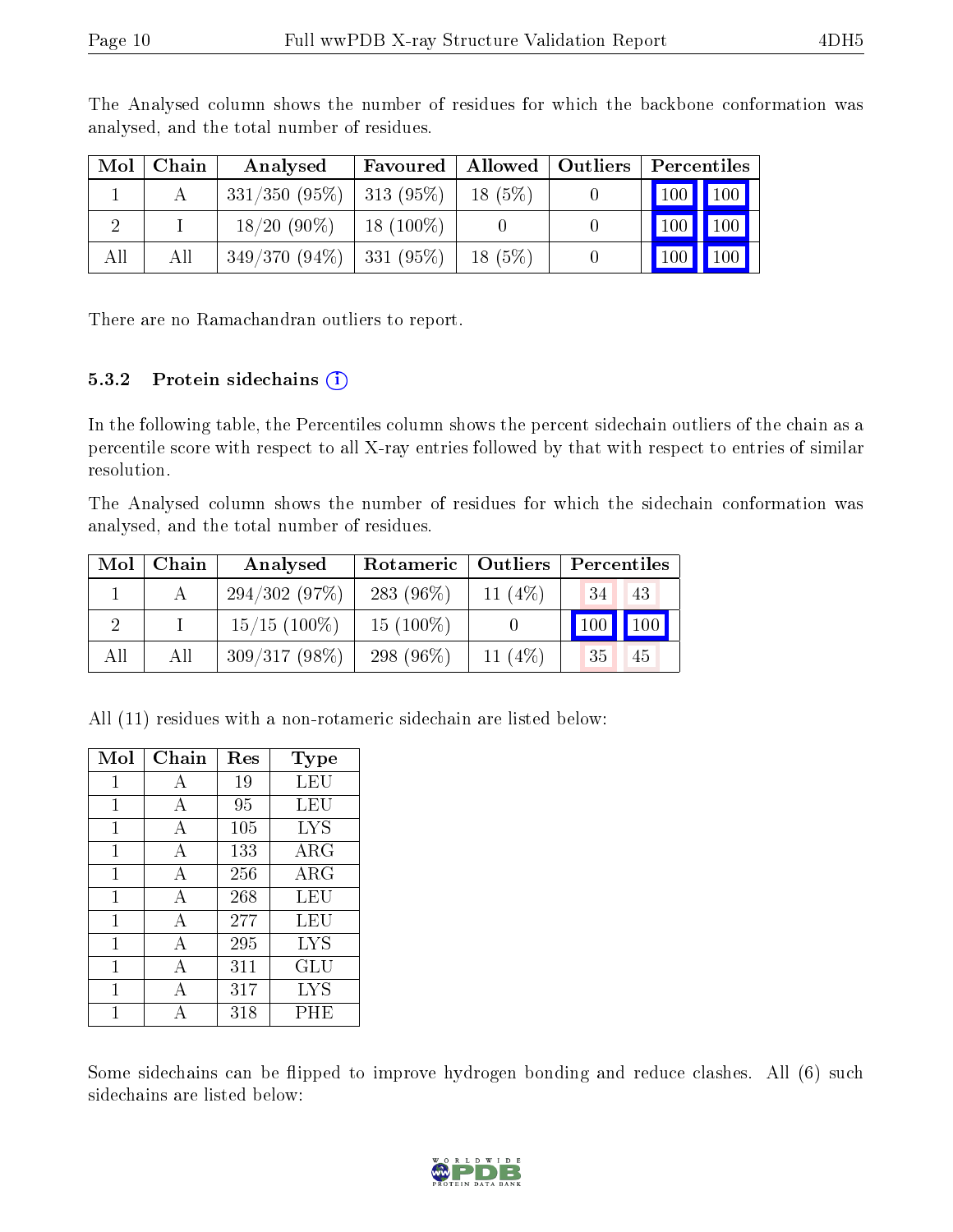The Analysed column shows the number of residues for which the backbone conformation was analysed, and the total number of residues.

| Mol | Chain | Analysed | Favoured | Allowed | Outliers | Percentiles | |
|---|---|---|---|---|---|---|---|
| 1 | A | 331/350 (95%) | 313 (95%) | 18 (5%) | 0 | 100 | 100 |
| 2 | I | 18/20 (90%) | 18 (100%) | 0 | 0 | 100 | 100 |
| All | All | 349/370 (94%) | 331 (95%) | 18 (5%) | 0 | 100 | 100 |

There are no Ramachandran outliers to report.

### 5.3.2 Protein sidechains (i)

In the following table, the Percentiles column shows the percent sidechain outliers of the chain as a percentile score with respect to all X-ray entries followed by that with respect to entries of similar resolution.

The Analysed column shows the number of residues for which the sidechain conformation was analysed, and the total number of residues.

| Mol | Chain | Analysed | Rotameric | Outliers | Percentiles | |
|---|---|---|---|---|---|---|
| 1 | A | 294/302 (97%) | 283 (96%) | 11 (4%) | 34 | 43 |
| 2 | I | 15/15 (100%) | 15 (100%) | 0 | 100 | 100 |
| All | All | 309/317 (98%) | 298 (96%) | 11 (4%) | 35 | 45 |

All (11) residues with a non-rotameric sidechain are listed below:

| Mol | Chain | Res | Type |
|---|---|---|---|
| 1 | A | 19 | LEU |
| 1 | A | 95 | LEU |
| 1 | A | 105 | LYS |
| 1 | A | 133 | ARG |
| 1 | A | 256 | ARG |
| 1 | A | 268 | LEU |
| 1 | A | 277 | LEU |
| 1 | A | 295 | LYS |
| 1 | A | 311 | GLU |
| 1 | A | 317 | LYS |
| 1 | A | 318 | PHE |

Some sidechains can be flipped to improve hydrogen bonding and reduce clashes. All (6) such sidechains are listed below: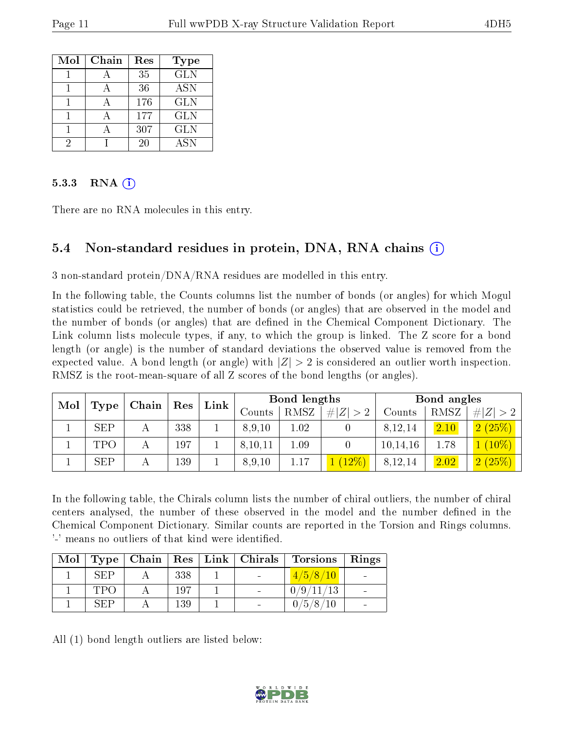| Mol | Chain | Res | Type |
|---|---|---|---|
| 1 | A | 35 | GLN |
| 1 | A | 36 | ASN |
| 1 | A | 176 | GLN |
| 1 | A | 177 | GLN |
| 1 | A | 307 | GLN |
| 2 | I | 20 | ASN |

### 5.3.3 RNA

There are no RNA molecules in this entry.

## 5.4 Non-standard residues in protein, DNA, RNA chains

3 non-standard protein/DNA/RNA residues are modelled in this entry.

In the following table, the Counts columns list the number of bonds (or angles) for which Mogul statistics could be retrieved, the number of bonds (or angles) that are observed in the model and the number of bonds (or angles) that are defined in the Chemical Component Dictionary. The Link column lists molecule types, if any, to which the group is linked. The Z score for a bond length (or angle) is the number of standard deviations the observed value is removed from the expected value. A bond length (or angle) with $|Z| > 2$ is considered an outlier worth inspection. RMSZ is the root-mean-square of all Z scores of the bond lengths (or angles).

| Mol | Type | Chain | Res | Link | Bond lengths | | | Bond angles | | |
|---|---|---|---|---|---|---|---|---|---|---|
| | | | | | Counts | RMSZ | $\#\|Z\| > 2$ | Counts | RMSZ | $\#\|Z\| > 2$ |
| 1 | SEP | A | 338 | 1 | 8,9,10 | 1.02 | 0 | 8,12,14 | 2.10 | 2 (25%) |
| 1 | TPO | A | 197 | 1 | 8,10,11 | 1.09 | 0 | 10,14,16 | 1.78 | 1 (10%) |
| 1 | SEP | A | 139 | 1 | 8,9,10 | 1.17 | 1 (12%) | 8,12,14 | 2.02 | 2 (25%) |

In the following table, the Chirals column lists the number of chiral outliers, the number of chiral centers analysed, the number of these observed in the model and the number defined in the Chemical Component Dictionary. Similar counts are reported in the Torsion and Rings columns. '-' means no outliers of that kind were identified.

| Mol | Type | Chain | Res | Link | Chirals | Torsions | Rings |
|---|---|---|---|---|---|---|---|
| 1 | SEP | A | 338 | 1 | - | 4/5/8/10 | - |
| 1 | TPO | A | 197 | 1 | - | 0/9/11/13 | - |
| 1 | SEP | A | 139 | 1 | - | 0/5/8/10 | - |

All (1) bond length outliers are listed below: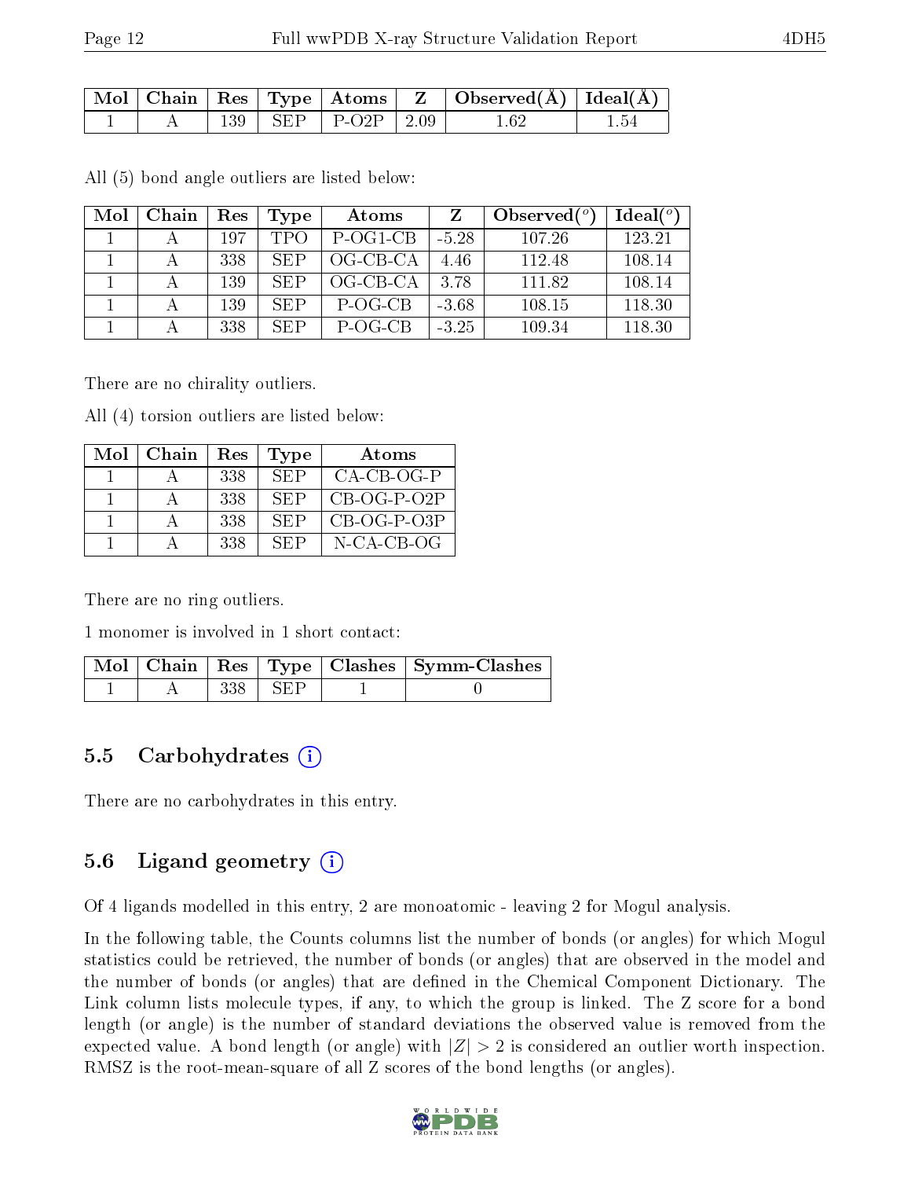| Mol | Chain | Res | Type | Atoms | Z | Observed(Å) | Ideal(Å) |
|---|---|---|---|---|---|---|---|
| 1 | A | 139 | SEP | P-O2P | 2.09 | 1.62 | 1.54 |

All (5) bond angle outliers are listed below:

| Mol | Chain | Res | Type | Atoms | Z | Observed(°) | Ideal(°) |
|---|---|---|---|---|---|---|---|
| 1 | A | 197 | TPO | P-OG1-CB | -5.28 | 107.26 | 123.21 |
| 1 | A | 338 | SEP | OG-CB-CA | 4.46 | 112.48 | 108.14 |
| 1 | A | 139 | SEP | OG-CB-CA | 3.78 | 111.82 | 108.14 |
| 1 | A | 139 | SEP | P-OG-CB | -3.68 | 108.15 | 118.30 |
| 1 | A | 338 | SEP | P-OG-CB | -3.25 | 109.34 | 118.30 |

There are no chirality outliers.

All (4) torsion outliers are listed below:

| Mol | Chain | Res | Type | Atoms |
|---|---|---|---|---|
| 1 | A | 338 | SEP | CA-CB-OG-P |
| 1 | A | 338 | SEP | CB-OG-P-O2P |
| 1 | A | 338 | SEP | CB-OG-P-O3P |
| 1 | A | 338 | SEP | N-CA-CB-OG |

There are no ring outliers.

1 monomer is involved in 1 short contact:

| Mol | Chain | Res | Type | Clashes | Symm-Clashes |
|---|---|---|---|---|---|
| 1 | A | 338 | SEP | 1 | 0 |

## 5.5 Carbohydrates

There are no carbohydrates in this entry.

## 5.6 Ligand geometry

Of 4 ligands modelled in this entry, 2 are monoatomic - leaving 2 for Mogul analysis.

In the following table, the Counts columns list the number of bonds (or angles) for which Mogul statistics could be retrieved, the number of bonds (or angles) that are observed in the model and the number of bonds (or angles) that are defined in the Chemical Component Dictionary. The Link column lists molecule types, if any, to which the group is linked. The Z score for a bond length (or angle) is the number of standard deviations the observed value is removed from the expected value. A bond length (or angle) with $|Z| > 2$ is considered an outlier worth inspection. RMSZ is the root-mean-square of all Z scores of the bond lengths (or angles).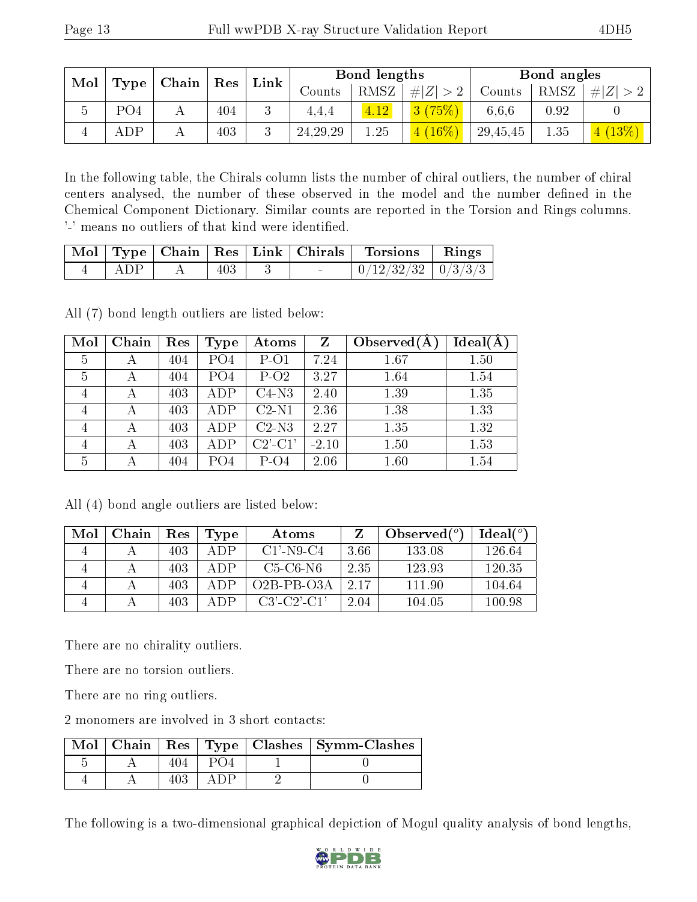| Mol | Type | Chain | Res | Link | Bond lengths | | | Bond angles | | |
|---|---|---|---|---|---|---|---|---|---|---|
| | | | | | Counts | RMSZ | #\|Z\| > 2 | Counts | RMSZ | #\|Z\| > 2 |
| 5 | PO4 | A | 404 | 3 | 4,4,4 | 4.12 | 3 (75%) | 6,6,6 | 0.92 | 0 |
| 4 | ADP | A | 403 | 3 | 24,29,29 | 1.25 | 4 (16%) | 29,45,45 | 1.35 | 4 (13%) |

In the following table, the Chirals column lists the number of chiral outliers, the number of chiral centers analysed, the number of these observed in the model and the number defined in the Chemical Component Dictionary. Similar counts are reported in the Torsion and Rings columns. '-' means no outliers of that kind were identified.

| Mol | Type | Chain | Res | Link | Chirals | Torsions | Rings |
|---|---|---|---|---|---|---|---|
| 4 | ADP | A | 403 | 3 | - | 0/12/32/32 | 0/3/3/3 |

All (7) bond length outliers are listed below:

| Mol | Chain | Res | Type | Atoms | Z | Observed(Å) | Ideal(Å) |
|---|---|---|---|---|---|---|---|
| 5 | A | 404 | PO4 | P-O1 | 7.24 | 1.67 | 1.50 |
| 5 | A | 404 | PO4 | P-O2 | 3.27 | 1.64 | 1.54 |
| 4 | A | 403 | ADP | C4-N3 | 2.40 | 1.39 | 1.35 |
| 4 | A | 403 | ADP | C2-N1 | 2.36 | 1.38 | 1.33 |
| 4 | A | 403 | ADP | C2-N3 | 2.27 | 1.35 | 1.32 |
| 4 | A | 403 | ADP | C2'-C1' | -2.10 | 1.50 | 1.53 |
| 5 | A | 404 | PO4 | P-O4 | 2.06 | 1.60 | 1.54 |

All (4) bond angle outliers are listed below:

| Mol | Chain | Res | Type | Atoms | Z | Observed(°) | Ideal(°) |
|---|---|---|---|---|---|---|---|
| 4 | A | 403 | ADP | C1'-N9-C4 | 3.66 | 133.08 | 126.64 |
| 4 | A | 403 | ADP | C5-C6-N6 | 2.35 | 123.93 | 120.35 |
| 4 | A | 403 | ADP | O2B-PB-O3A | 2.17 | 111.90 | 104.64 |
| 4 | A | 403 | ADP | C3'-C2'-C1' | 2.04 | 104.05 | 100.98 |

There are no chirality outliers.

There are no torsion outliers.

There are no ring outliers.

2 monomers are involved in 3 short contacts:

| Mol | Chain | Res | Type | Clashes | Symm-Clashes |
|---|---|---|---|---|---|
| 5 | A | 404 | PO4 | 1 | 0 |
| 4 | A | 403 | ADP | 2 | 0 |

The following is a two-dimensional graphical depiction of Mogul quality analysis of bond lengths,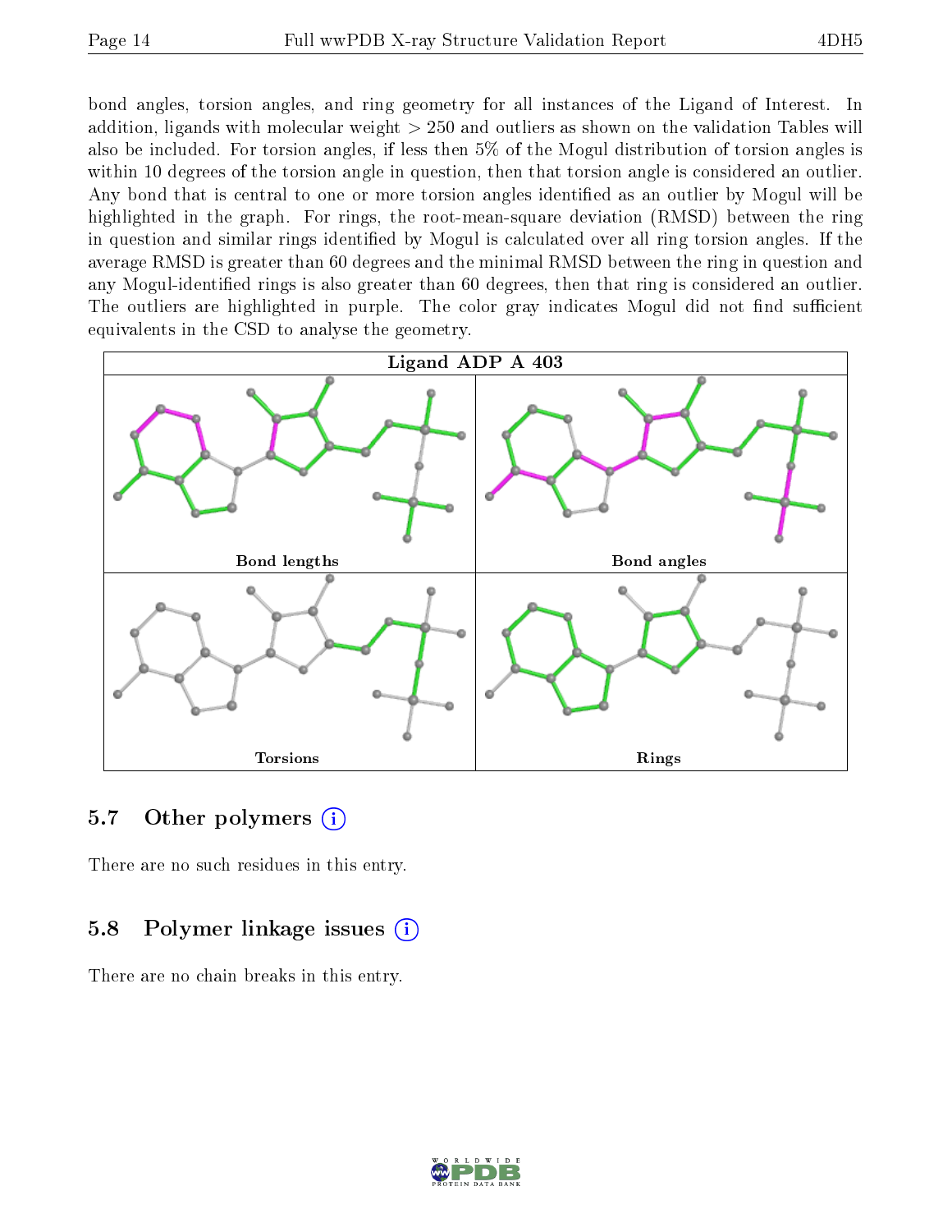bond angles, torsion angles, and ring geometry for all instances of the Ligand of Interest. In addition, ligands with molecular weight > 250 and outliers as shown on the validation Tables will also be included. For torsion angles, if less then 5% of the Mogul distribution of torsion angles is within 10 degrees of the torsion angle in question, then that torsion angle is considered an outlier. Any bond that is central to one or more torsion angles identified as an outlier by Mogul will be highlighted in the graph. For rings, the root-mean-square deviation (RMSD) between the ring in question and similar rings identified by Mogul is calculated over all ring torsion angles. If the average RMSD is greater than 60 degrees and the minimal RMSD between the ring in question and any Mogul-identified rings is also greater than 60 degrees, then that ring is considered an outlier. The outliers are highlighted in purple. The color gray indicates Mogul did not find sufficient equivalents in the CSD to analyse the geometry.

**Ligand ADP A 403**

Bond lengths | Bond angles | Torsions | Rings

### 5.7 Other polymers

There are no such residues in this entry.

### 5.8 Polymer linkage issues

There are no chain breaks in this entry.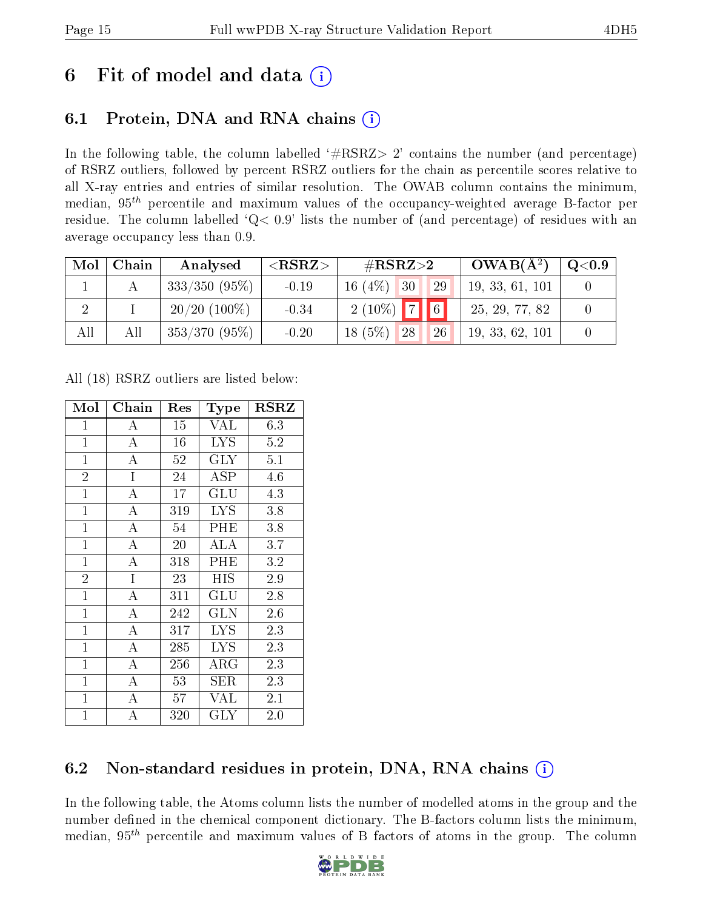# 6 Fit of model and data (i)

## 6.1 Protein, DNA and RNA chains (i)

In the following table, the column labelled '#RSRZ> 2' contains the number (and percentage) of RSRZ outliers, followed by percent RSRZ outliers for the chain as percentile scores relative to all X-ray entries and entries of similar resolution. The OWAB column contains the minimum, median, $95^{th}$ percentile and maximum values of the occupancy-weighted average B-factor per residue. The column labelled 'Q< 0.9' lists the number of (and percentage) of residues with an average occupancy less than 0.9.

| Mol | Chain | Analysed | <RSRZ> | #RSRZ>2 | | | OWAB(Å²) | Q<0.9 |
|---|---|---|---|---|---|---|---|---|
| 1 | A | 333/350 (95%) | -0.19 | 16 (4%) | 30 | 29 | 19, 33, 61, 101 | 0 |
| 2 | I | 20/20 (100%) | -0.34 | 2 (10%) | 7 | 6 | 25, 29, 77, 82 | 0 |
| All | All | 353/370 (95%) | -0.20 | 18 (5%) | 28 | 26 | 19, 33, 62, 101 | 0 |

All (18) RSRZ outliers are listed below:

| Mol | Chain | Res | Type | RSRZ |
|---|---|---|---|---|
| 1 | A | 15 | VAL | 6.3 |
| 1 | A | 16 | LYS | 5.2 |
| 1 | A | 52 | GLY | 5.1 |
| 2 | I | 24 | ASP | 4.6 |
| 1 | A | 17 | GLU | 4.3 |
| 1 | A | 319 | LYS | 3.8 |
| 1 | A | 54 | PHE | 3.8 |
| 1 | A | 20 | ALA | 3.7 |
| 1 | A | 318 | PHE | 3.2 |
| 2 | I | 23 | HIS | 2.9 |
| 1 | A | 311 | GLU | 2.8 |
| 1 | A | 242 | GLN | 2.6 |
| 1 | A | 317 | LYS | 2.3 |
| 1 | A | 285 | LYS | 2.3 |
| 1 | A | 256 | ARG | 2.3 |
| 1 | A | 53 | SER | 2.3 |
| 1 | A | 57 | VAL | 2.1 |
| 1 | A | 320 | GLY | 2.0 |

## 6.2 Non-standard residues in protein, DNA, RNA chains (i)

In the following table, the Atoms column lists the number of modelled atoms in the group and the number defined in the chemical component dictionary. The B-factors column lists the minimum, median, $95^{th}$ percentile and maximum values of B factors of atoms in the group. The column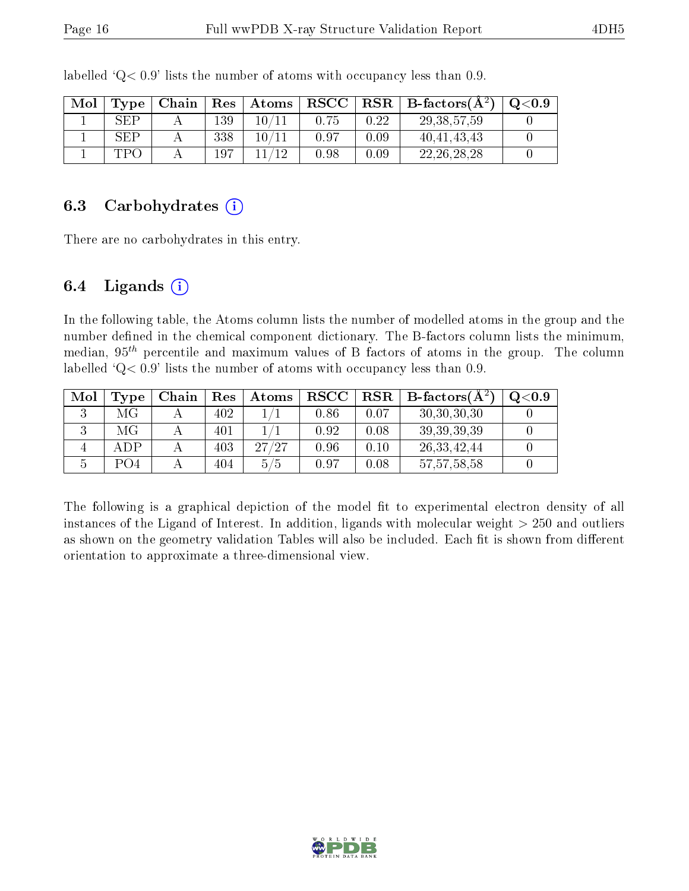labelled 'Q< 0.9' lists the number of atoms with occupancy less than 0.9.

| Mol | Type | Chain | Res | Atoms | RSCC | RSR | B-factors($Å^2$) | Q<0.9 |
|---|---|---|---|---|---|---|---|---|
| 1 | SEP | A | 139 | 10/11 | 0.75 | 0.22 | 29,38,57,59 | 0 |
| 1 | SEP | A | 338 | 10/11 | 0.97 | 0.09 | 40,41,43,43 | 0 |
| 1 | TPO | A | 197 | 11/12 | 0.98 | 0.09 | 22,26,28,28 | 0 |

### 6.3 Carbohydrates

There are no carbohydrates in this entry.

### 6.4 Ligands

In the following table, the Atoms column lists the number of modelled atoms in the group and the number defined in the chemical component dictionary. The B-factors column lists the minimum, median, $95^{th}$ percentile and maximum values of B factors of atoms in the group. The column labelled 'Q< 0.9' lists the number of atoms with occupancy less than 0.9.

| Mol | Type | Chain | Res | Atoms | RSCC | RSR | B-factors($Å^2$) | Q<0.9 |
|---|---|---|---|---|---|---|---|---|
| 3 | MG | A | 402 | 1/1 | 0.86 | 0.07 | 30,30,30,30 | 0 |
| 3 | MG | A | 401 | 1/1 | 0.92 | 0.08 | 39,39,39,39 | 0 |
| 4 | ADP | A | 403 | 27/27 | 0.96 | 0.10 | 26,33,42,44 | 0 |
| 5 | PO4 | A | 404 | 5/5 | 0.97 | 0.08 | 57,57,58,58 | 0 |

The following is a graphical depiction of the model fit to experimental electron density of all instances of the Ligand of Interest. In addition, ligands with molecular weight > 250 and outliers as shown on the geometry validation Tables will also be included. Each fit is shown from different orientation to approximate a three-dimensional view.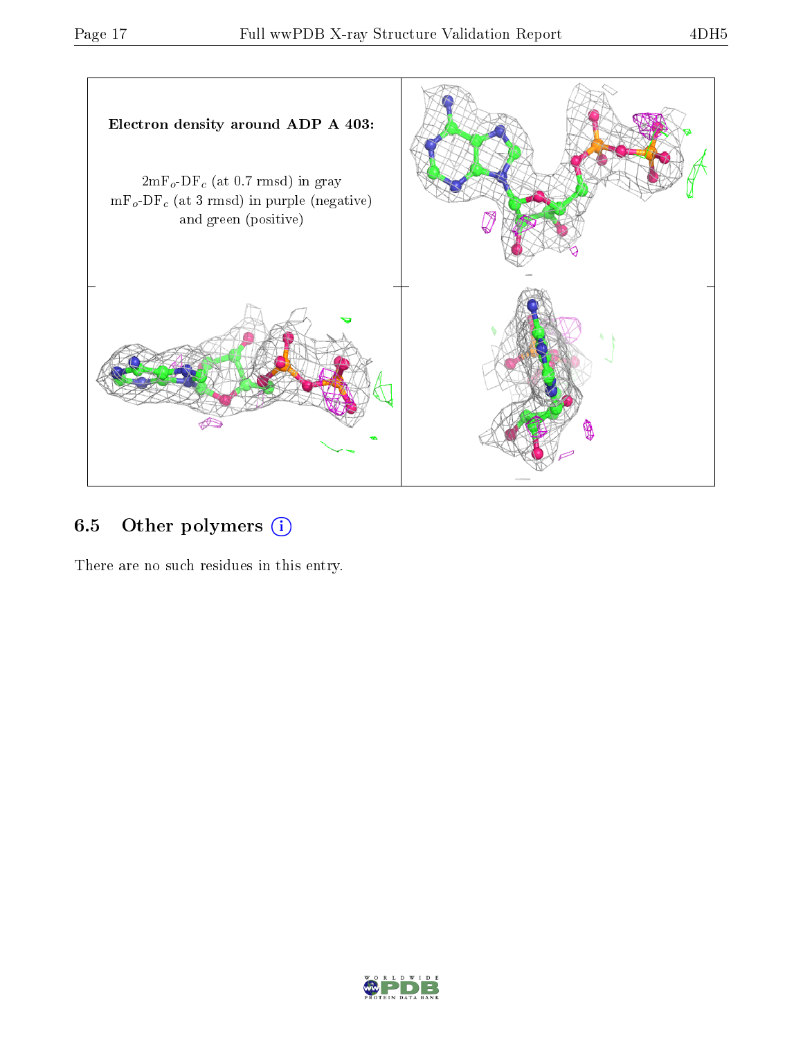**Electron density around ADP A 403:**

$2mF_o$-$DF_c$ (at 0.7 rmsd) in gray
$mF_o$-$DF_c$ (at 3 rmsd) in purple (negative)
and green (positive)

### 6.5 Other polymers

There are no such residues in this entry.